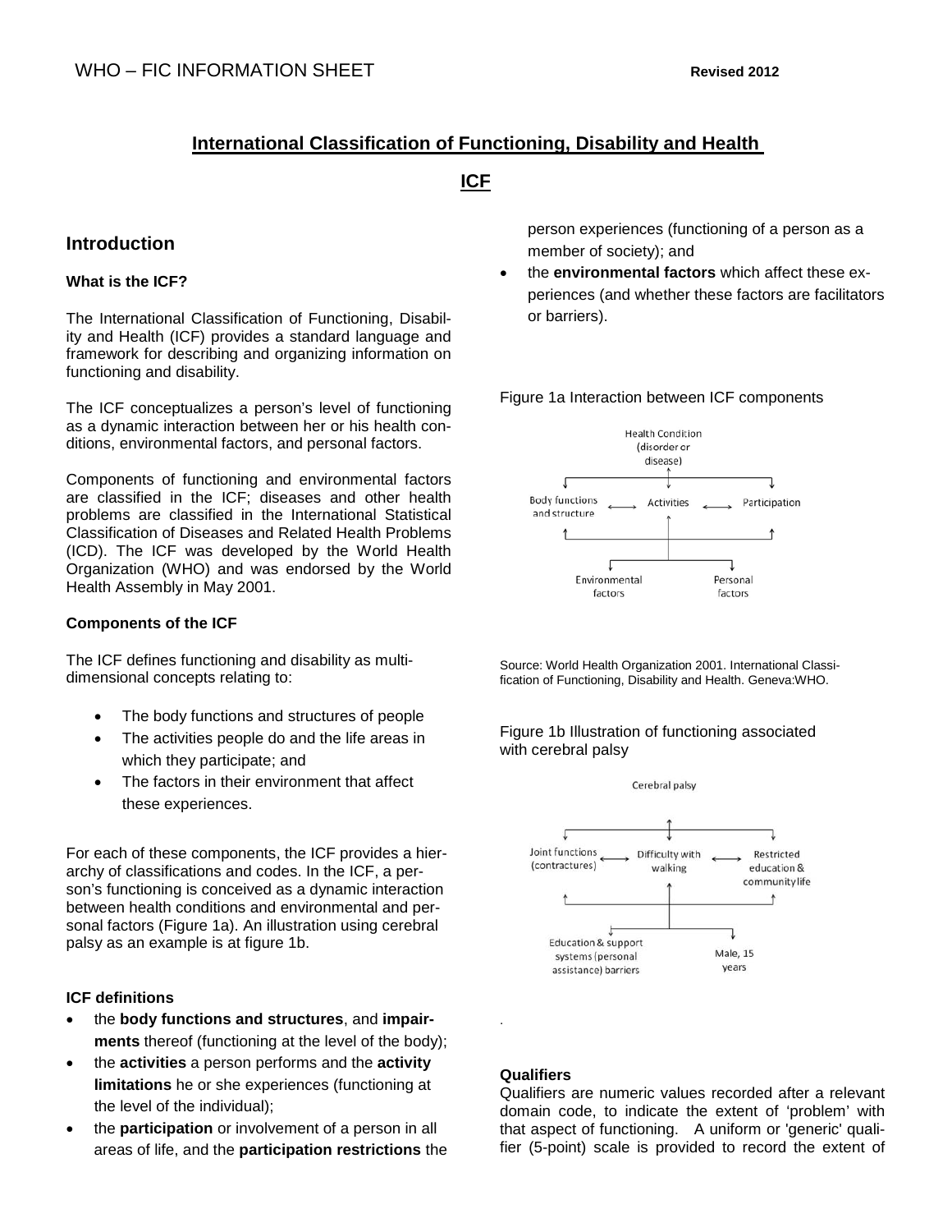# International Classification of Functioning, Disability and Health

# ICF

## Introduction

### What is the ICF?

The International Classification of Functioning, Disability and Health (ICF) provides a standard language and framework for describing and organizing information on functioning and disability.

The ICF conceptualizes a person's level of functioning as a dynamic interaction between her or his health conditions, environmental factors, and personal factors.

Components of functioning and environmental factors are classified in the ICF; diseases and other health problems are classified in the International Statistical Classification of Diseases and Related Health Problems (ICD). The ICF was developed by the World Health Organization (WHO) and was endorsed by the World Health Assembly in May 2001.

### Components of the ICF

The ICF defines functioning and disability as multi-dimensional concepts relating to:

- The body functions and structures of people
- The activities people do and the life areas in which they participate; and
- The factors in their environment that affect these experiences.

For each of these components, the ICF provides a hierarchy of classifications and codes. In the ICF, a person's functioning is conceived as a dynamic interaction between health conditions and environmental and personal factors (Figure 1a). An illustration using cerebral palsy as an example is at figure 1b.

### ICF definitions

- the **body functions and structures**, and **impairments** thereof (functioning at the level of the body);
- the **activities** a person performs and the **activity limitations** he or she experiences (functioning at the level of the individual);
- the **participation** or involvement of a person in all areas of life, and the **participation restrictions** the person experiences (functioning of a person as a member of society); and
- the **environmental factors** which affect these experiences (and whether these factors are facilitators or barriers).

Figure 1a Interaction between ICF components

Source: World Health Organization 2001. International Classification of Functioning, Disability and Health. Geneva:WHO.

Figure 1b Illustration of functioning associated with cerebral palsy

### Qualifiers

Qualifiers are numeric values recorded after a relevant domain code, to indicate the extent of 'problem' with that aspect of functioning. A uniform or 'generic' qualifier (5-point) scale is provided to record the extent of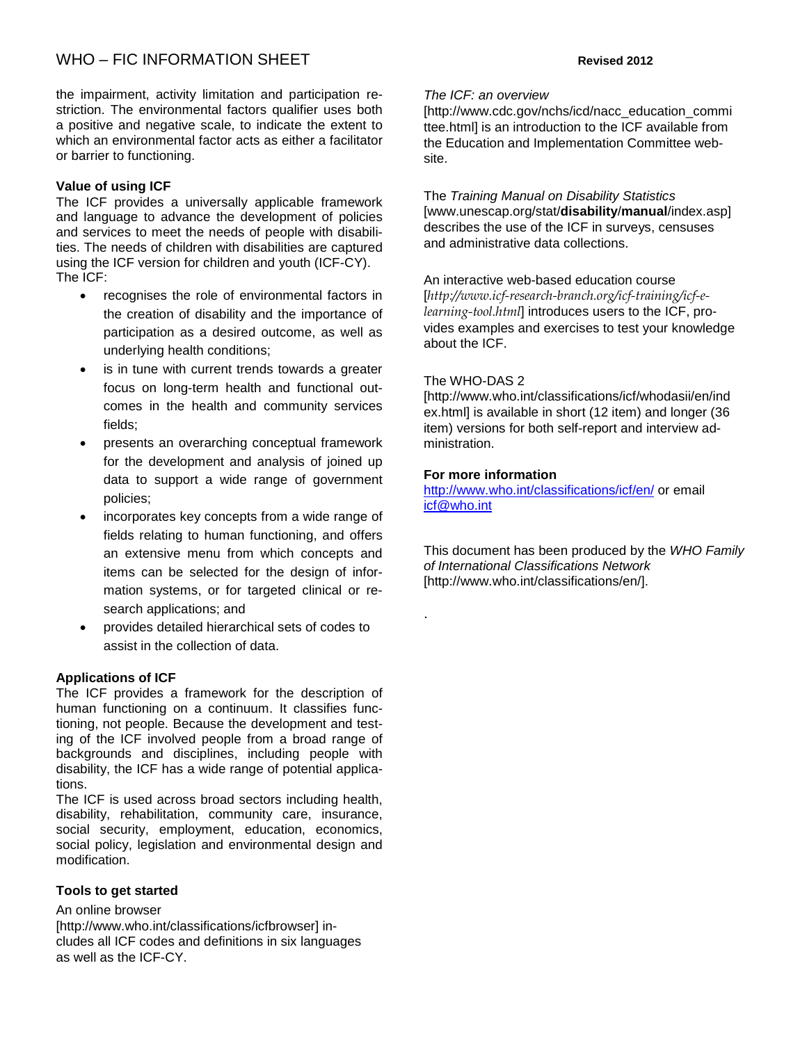the impairment, activity limitation and participation restriction. The environmental factors qualifier uses both a positive and negative scale, to indicate the extent to which an environmental factor acts as either a facilitator or barrier to functioning.

**Value of using ICF**

The ICF provides a universally applicable framework and language to advance the development of policies and services to meet the needs of people with disabilities. The needs of children with disabilities are captured using the ICF version for children and youth (ICF-CY). The ICF:

- recognises the role of environmental factors in the creation of disability and the importance of participation as a desired outcome, as well as underlying health conditions;
- is in tune with current trends towards a greater focus on long-term health and functional outcomes in the health and community services fields;
- presents an overarching conceptual framework for the development and analysis of joined up data to support a wide range of government policies;
- incorporates key concepts from a wide range of fields relating to human functioning, and offers an extensive menu from which concepts and items can be selected for the design of information systems, or for targeted clinical or research applications; and
- provides detailed hierarchical sets of codes to assist in the collection of data.

**Applications of ICF**

The ICF provides a framework for the description of human functioning on a continuum. It classifies functioning, not people. Because the development and testing of the ICF involved people from a broad range of backgrounds and disciplines, including people with disability, the ICF has a wide range of potential applications.

The ICF is used across broad sectors including health, disability, rehabilitation, community care, insurance, social security, employment, education, economics, social policy, legislation and environmental design and modification.

**Tools to get started**

An online browser [http://www.who.int/classifications/icfbrowser] includes all ICF codes and definitions in six languages as well as the ICF-CY.

*The ICF: an overview* [http://www.cdc.gov/nchs/icd/nacc_education_committee.html] is an introduction to the ICF available from the Education and Implementation Committee website.

The *Training Manual on Disability Statistics* [www.unescap.org/stat/**disability**/**manual**/index.asp] describes the use of the ICF in surveys, censuses and administrative data collections.

An interactive web-based education course [*http://www.icf-research-branch.org/icf-training/icf-e-learning-tool.html*] introduces users to the ICF, provides examples and exercises to test your knowledge about the ICF.

The WHO-DAS 2 [http://www.who.int/classifications/icf/whodasii/en/index.html] is available in short (12 item) and longer (36 item) versions for both self-report and interview administration.

**For more information**

http://www.who.int/classifications/icf/en/ or email icf@who.int

This document has been produced by the *WHO Family of International Classifications Network* [http://www.who.int/classifications/en/].